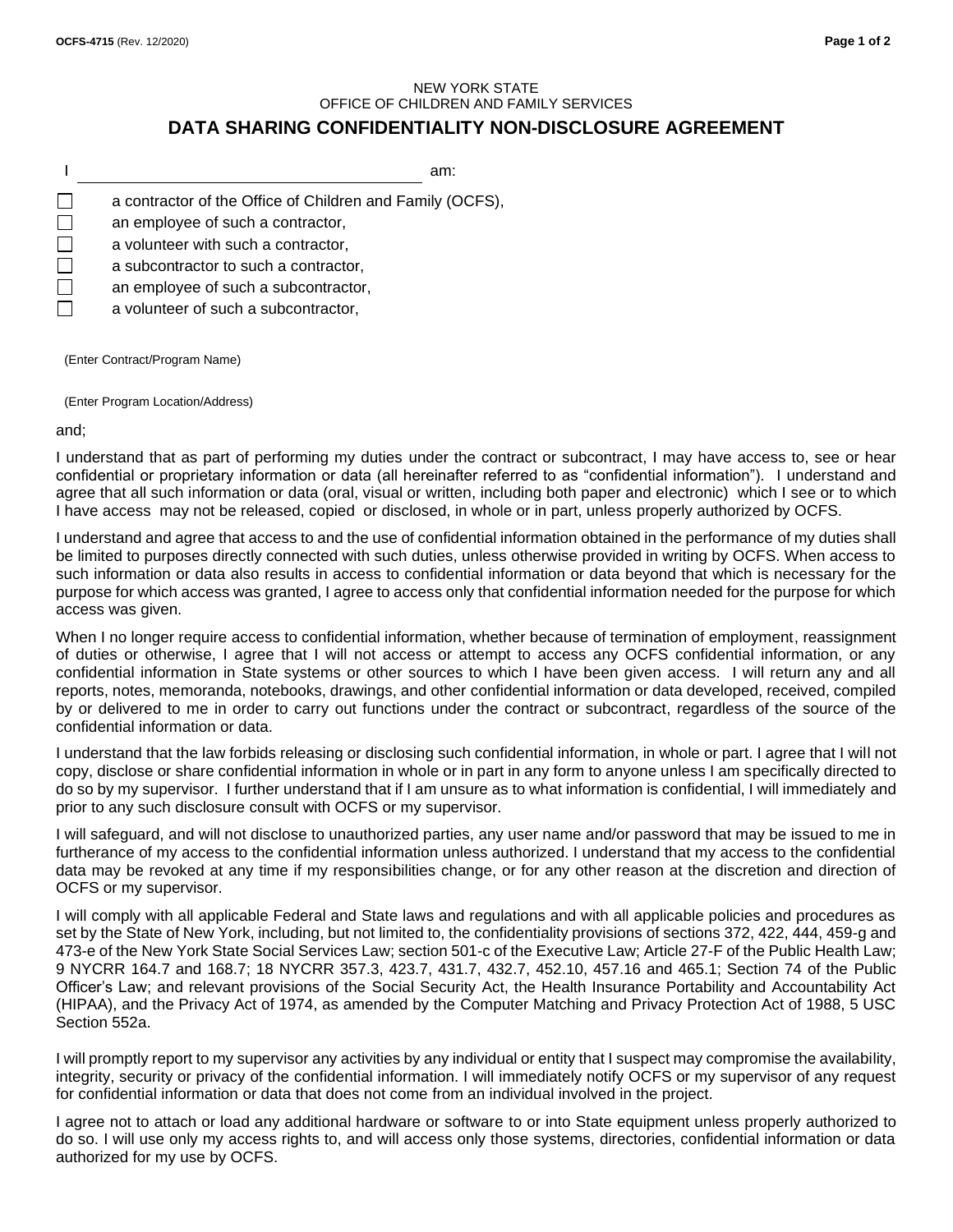NEW YORK STATE
OFFICE OF CHILDREN AND FAMILY SERVICES

# DATA SHARING CONFIDENTIALITY NON-DISCLOSURE AGREEMENT

I ______________________________________ am:

- ☐ a contractor of the Office of Children and Family (OCFS),
- ☐ an employee of such a contractor,
- ☐ a volunteer with such a contractor,
- ☐ a subcontractor to such a contractor,
- ☐ an employee of such a subcontractor,
- ☐ a volunteer of such a subcontractor,

(Enter Contract/Program Name)

(Enter Program Location/Address)

and;

I understand that as part of performing my duties under the contract or subcontract, I may have access to, see or hear confidential or proprietary information or data (all hereinafter referred to as "confidential information"). I understand and agree that all such information or data (oral, visual or written, including both paper and electronic) which I see or to which I have access may not be released, copied or disclosed, in whole or in part, unless properly authorized by OCFS.

I understand and agree that access to and the use of confidential information obtained in the performance of my duties shall be limited to purposes directly connected with such duties, unless otherwise provided in writing by OCFS. When access to such information or data also results in access to confidential information or data beyond that which is necessary for the purpose for which access was granted, I agree to access only that confidential information needed for the purpose for which access was given.

When I no longer require access to confidential information, whether because of termination of employment, reassignment of duties or otherwise, I agree that I will not access or attempt to access any OCFS confidential information, or any confidential information in State systems or other sources to which I have been given access. I will return any and all reports, notes, memoranda, notebooks, drawings, and other confidential information or data developed, received, compiled by or delivered to me in order to carry out functions under the contract or subcontract, regardless of the source of the confidential information or data.

I understand that the law forbids releasing or disclosing such confidential information, in whole or part. I agree that I will not copy, disclose or share confidential information in whole or in part in any form to anyone unless I am specifically directed to do so by my supervisor. I further understand that if I am unsure as to what information is confidential, I will immediately and prior to any such disclosure consult with OCFS or my supervisor.

I will safeguard, and will not disclose to unauthorized parties, any user name and/or password that may be issued to me in furtherance of my access to the confidential information unless authorized. I understand that my access to the confidential data may be revoked at any time if my responsibilities change, or for any other reason at the discretion and direction of OCFS or my supervisor.

I will comply with all applicable Federal and State laws and regulations and with all applicable policies and procedures as set by the State of New York, including, but not limited to, the confidentiality provisions of sections 372, 422, 444, 459-g and 473-e of the New York State Social Services Law; section 501-c of the Executive Law; Article 27-F of the Public Health Law; 9 NYCRR 164.7 and 168.7; 18 NYCRR 357.3, 423.7, 431.7, 432.7, 452.10, 457.16 and 465.1; Section 74 of the Public Officer's Law; and relevant provisions of the Social Security Act, the Health Insurance Portability and Accountability Act (HIPAA), and the Privacy Act of 1974, as amended by the Computer Matching and Privacy Protection Act of 1988, 5 USC Section 552a.

I will promptly report to my supervisor any activities by any individual or entity that I suspect may compromise the availability, integrity, security or privacy of the confidential information. I will immediately notify OCFS or my supervisor of any request for confidential information or data that does not come from an individual involved in the project.

I agree not to attach or load any additional hardware or software to or into State equipment unless properly authorized to do so. I will use only my access rights to, and will access only those systems, directories, confidential information or data authorized for my use by OCFS.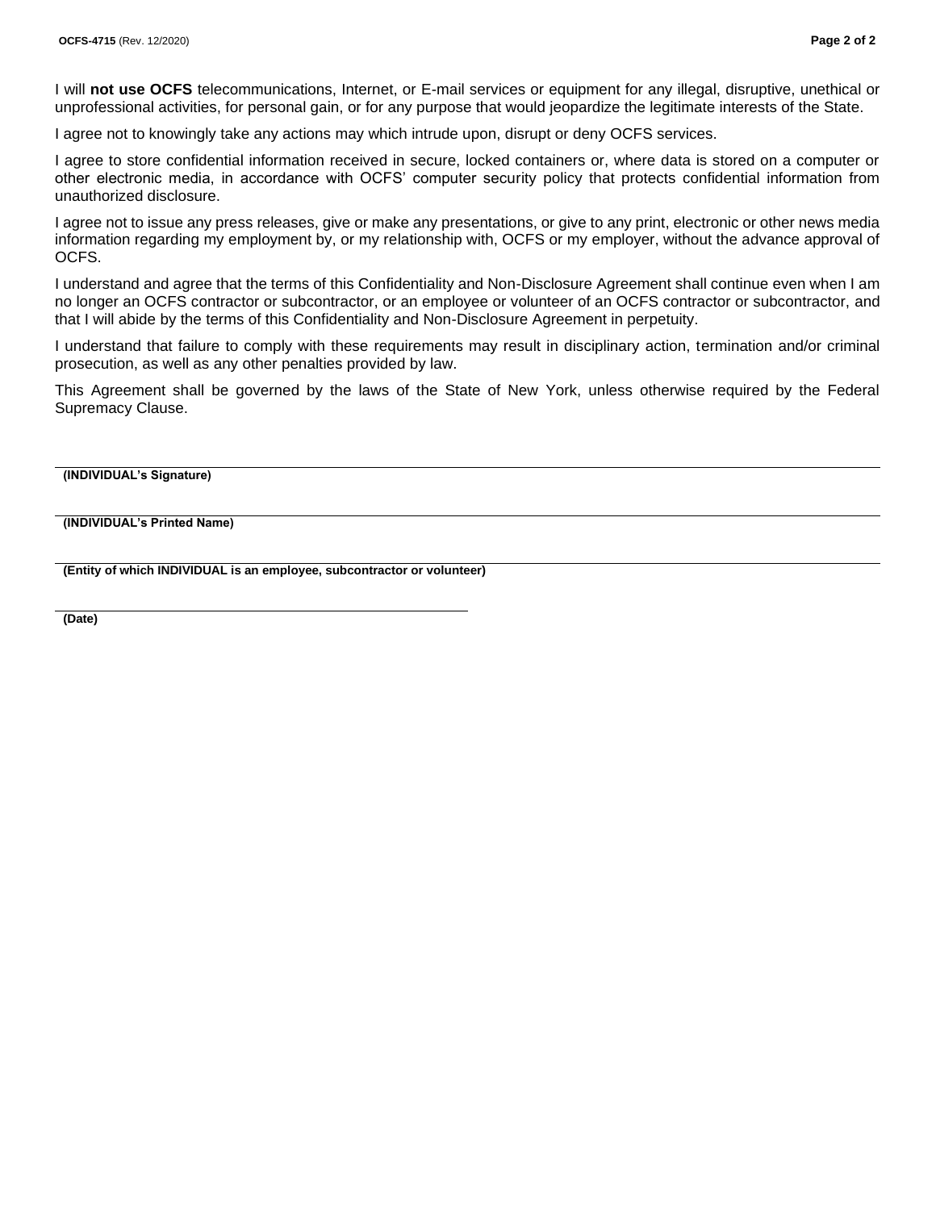I will **not use OCFS** telecommunications, Internet, or E-mail services or equipment for any illegal, disruptive, unethical or unprofessional activities, for personal gain, or for any purpose that would jeopardize the legitimate interests of the State.

I agree not to knowingly take any actions may which intrude upon, disrupt or deny OCFS services.

I agree to store confidential information received in secure, locked containers or, where data is stored on a computer or other electronic media, in accordance with OCFS' computer security policy that protects confidential information from unauthorized disclosure.

I agree not to issue any press releases, give or make any presentations, or give to any print, electronic or other news media information regarding my employment by, or my relationship with, OCFS or my employer, without the advance approval of OCFS.

I understand and agree that the terms of this Confidentiality and Non-Disclosure Agreement shall continue even when I am no longer an OCFS contractor or subcontractor, or an employee or volunteer of an OCFS contractor or subcontractor, and that I will abide by the terms of this Confidentiality and Non-Disclosure Agreement in perpetuity.

I understand that failure to comply with these requirements may result in disciplinary action, termination and/or criminal prosecution, as well as any other penalties provided by law.

This Agreement shall be governed by the laws of the State of New York, unless otherwise required by the Federal Supremacy Clause.

______________________________________________

**(INDIVIDUAL's Signature)**

______________________________________________

**(INDIVIDUAL's Printed Name)**

______________________________________________

**(Entity of which INDIVIDUAL is an employee, subcontractor or volunteer)**

______________________________

**(Date)**